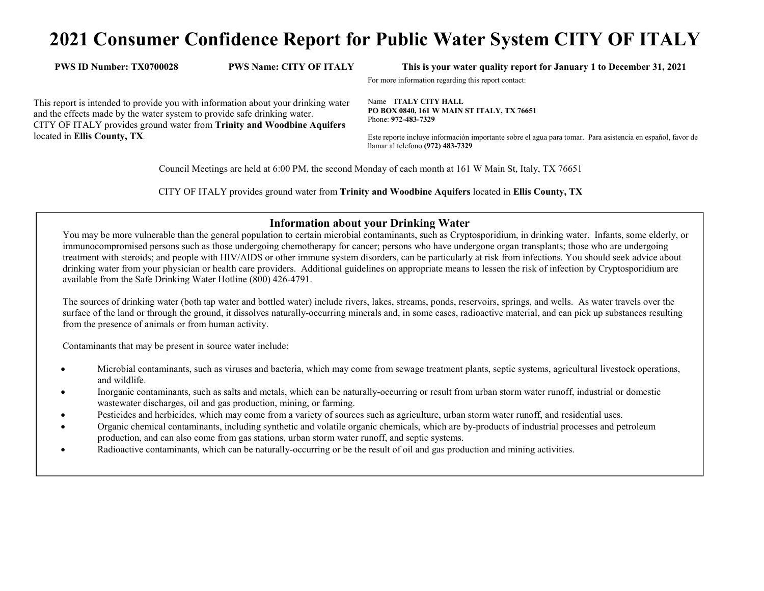# 2021 Consumer Confidence Report for Public Water System CITY OF ITALY

**PWS ID Number: TX0700028** **PWS Name: CITY OF ITALY** **This is your water quality report for January 1 to December 31, 2021**

This report is intended to provide you with information about your drinking water and the effects made by the water system to provide safe drinking water. CITY OF ITALY provides ground water from **Trinity and Woodbine Aquifers** located in **Ellis County, TX**.

For more information regarding this report contact:

Name **ITALY CITY HALL**
**PO BOX 0840, 161 W MAIN ST ITALY, TX 76651**
Phone: **972-483-7329**

Este reporte incluye información importante sobre el agua para tomar. Para asistencia en español, favor de llamar al telefono **(972) 483-7329**

Council Meetings are held at 6:00 PM, the second Monday of each month at 161 W Main St, Italy, TX 76651

CITY OF ITALY provides ground water from **Trinity and Woodbine Aquifers** located in **Ellis County, TX**

## Information about your Drinking Water

You may be more vulnerable than the general population to certain microbial contaminants, such as Cryptosporidium, in drinking water. Infants, some elderly, or immunocompromised persons such as those undergoing chemotherapy for cancer; persons who have undergone organ transplants; those who are undergoing treatment with steroids; and people with HIV/AIDS or other immune system disorders, can be particularly at risk from infections. You should seek advice about drinking water from your physician or health care providers. Additional guidelines on appropriate means to lessen the risk of infection by Cryptosporidium are available from the Safe Drinking Water Hotline (800) 426-4791.

The sources of drinking water (both tap water and bottled water) include rivers, lakes, streams, ponds, reservoirs, springs, and wells. As water travels over the surface of the land or through the ground, it dissolves naturally-occurring minerals and, in some cases, radioactive material, and can pick up substances resulting from the presence of animals or from human activity.

Contaminants that may be present in source water include:

- Microbial contaminants, such as viruses and bacteria, which may come from sewage treatment plants, septic systems, agricultural livestock operations, and wildlife.
- Inorganic contaminants, such as salts and metals, which can be naturally-occurring or result from urban storm water runoff, industrial or domestic wastewater discharges, oil and gas production, mining, or farming.
- Pesticides and herbicides, which may come from a variety of sources such as agriculture, urban storm water runoff, and residential uses.
- Organic chemical contaminants, including synthetic and volatile organic chemicals, which are by-products of industrial processes and petroleum production, and can also come from gas stations, urban storm water runoff, and septic systems.
- Radioactive contaminants, which can be naturally-occurring or be the result of oil and gas production and mining activities.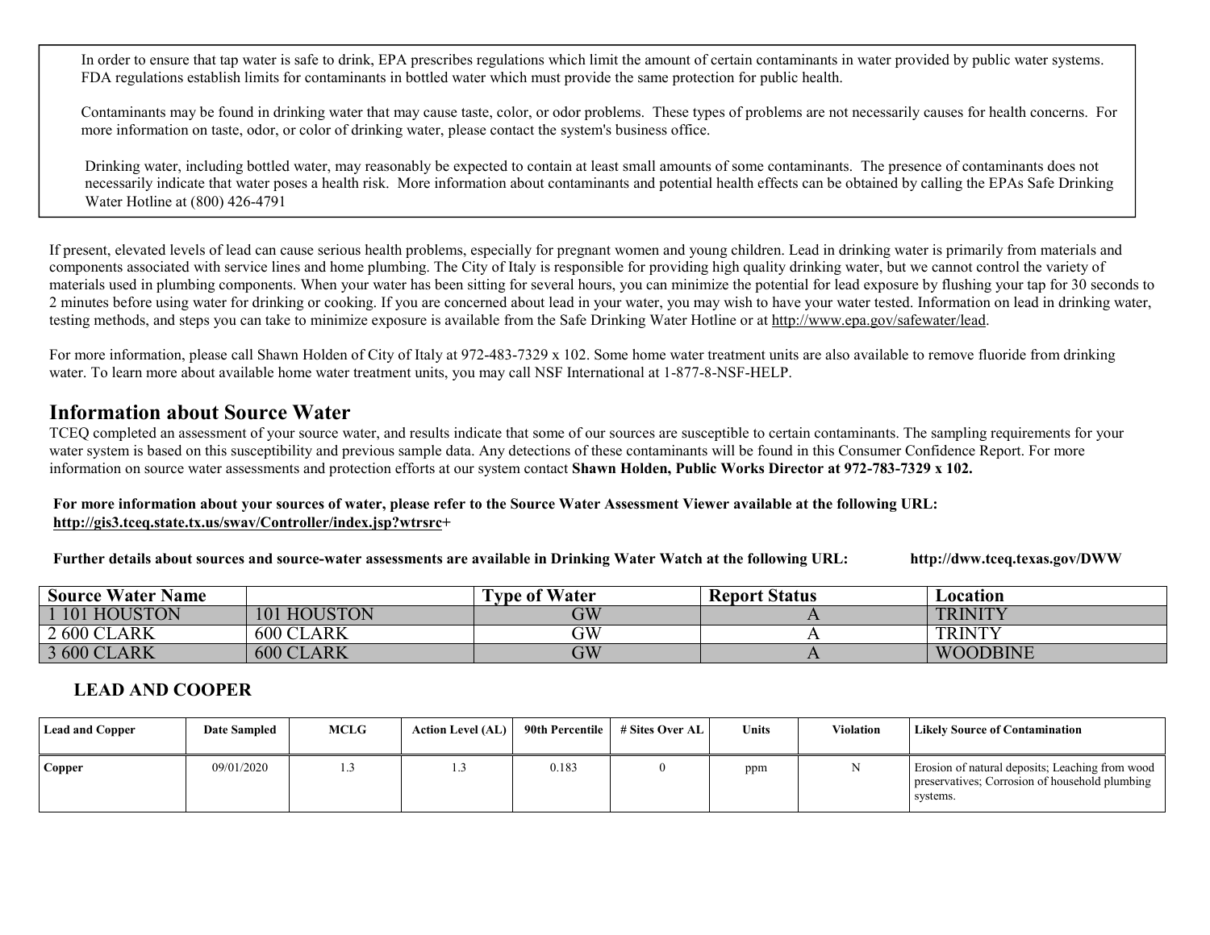In order to ensure that tap water is safe to drink, EPA prescribes regulations which limit the amount of certain contaminants in water provided by public water systems. FDA regulations establish limits for contaminants in bottled water which must provide the same protection for public health.

Contaminants may be found in drinking water that may cause taste, color, or odor problems. These types of problems are not necessarily causes for health concerns. For more information on taste, odor, or color of drinking water, please contact the system's business office.

Drinking water, including bottled water, may reasonably be expected to contain at least small amounts of some contaminants. The presence of contaminants does not necessarily indicate that water poses a health risk. More information about contaminants and potential health effects can be obtained by calling the EPAs Safe Drinking Water Hotline at (800) 426-4791

If present, elevated levels of lead can cause serious health problems, especially for pregnant women and young children. Lead in drinking water is primarily from materials and components associated with service lines and home plumbing. The City of Italy is responsible for providing high quality drinking water, but we cannot control the variety of materials used in plumbing components. When your water has been sitting for several hours, you can minimize the potential for lead exposure by flushing your tap for 30 seconds to 2 minutes before using water for drinking or cooking. If you are concerned about lead in your water, you may wish to have your water tested. Information on lead in drinking water, testing methods, and steps you can take to minimize exposure is available from the Safe Drinking Water Hotline or at http://www.epa.gov/safewater/lead.

For more information, please call Shawn Holden of City of Italy at 972-483-7329 x 102. Some home water treatment units are also available to remove fluoride from drinking water. To learn more about available home water treatment units, you may call NSF International at 1-877-8-NSF-HELP.

## Information about Source Water

TCEQ completed an assessment of your source water, and results indicate that some of our sources are susceptible to certain contaminants. The sampling requirements for your water system is based on this susceptibility and previous sample data. Any detections of these contaminants will be found in this Consumer Confidence Report. For more information on source water assessments and protection efforts at our system contact **Shawn Holden, Public Works Director at 972-783-7329 x 102.**

**For more information about your sources of water, please refer to the Source Water Assessment Viewer available at the following URL: http://gis3.tceq.state.tx.us/swav/Controller/index.jsp?wtrsrc+**

**Further details about sources and source-water assessments are available in Drinking Water Watch at the following URL: http://dww.tceq.texas.gov/DWW**

| Source Water Name | | Type of Water | Report Status | Location |
|---|---|---|---|---|
| 1 101 HOUSTON | 101 HOUSTON | GW | A | TRINITY |
| 2 600 CLARK | 600 CLARK | GW | A | TRINTY |
| 3 600 CLARK | 600 CLARK | GW | A | WOODBINE |

### LEAD AND COOPER

| Lead and Copper | Date Sampled | MCLG | Action Level (AL) | 90th Percentile | # Sites Over AL | Units | Violation | Likely Source of Contamination |
|---|---|---|---|---|---|---|---|---|
| Copper | 09/01/2020 | 1.3 | 1.3 | 0.183 | 0 | ppm | N | Erosion of natural deposits; Leaching from wood preservatives; Corrosion of household plumbing systems. |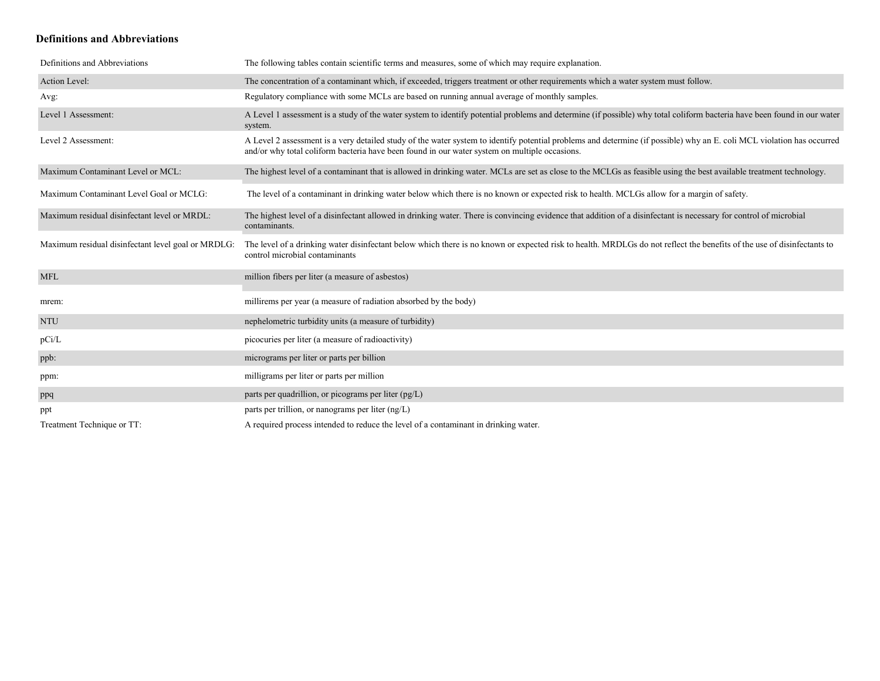## Definitions and Abbreviations

| Definitions and Abbreviations | The following tables contain scientific terms and measures, some of which may require explanation. |
|---|---|
| Action Level: | The concentration of a contaminant which, if exceeded, triggers treatment or other requirements which a water system must follow. |
| Avg: | Regulatory compliance with some MCLs are based on running annual average of monthly samples. |
| Level 1 Assessment: | A Level 1 assessment is a study of the water system to identify potential problems and determine (if possible) why total coliform bacteria have been found in our water system. |
| Level 2 Assessment: | A Level 2 assessment is a very detailed study of the water system to identify potential problems and determine (if possible) why an E. coli MCL violation has occurred and/or why total coliform bacteria have been found in our water system on multiple occasions. |
| Maximum Contaminant Level or MCL: | The highest level of a contaminant that is allowed in drinking water. MCLs are set as close to the MCLGs as feasible using the best available treatment technology. |
| Maximum Contaminant Level Goal or MCLG: | The level of a contaminant in drinking water below which there is no known or expected risk to health. MCLGs allow for a margin of safety. |
| Maximum residual disinfectant level or MRDL: | The highest level of a disinfectant allowed in drinking water. There is convincing evidence that addition of a disinfectant is necessary for control of microbial contaminants. |
| Maximum residual disinfectant level goal or MRDLG: | The level of a drinking water disinfectant below which there is no known or expected risk to health. MRDLGs do not reflect the benefits of the use of disinfectants to control microbial contaminants |
| MFL | million fibers per liter (a measure of asbestos) |
| mrem: | millirems per year (a measure of radiation absorbed by the body) |
| NTU | nephelometric turbidity units (a measure of turbidity) |
| pCi/L | picocuries per liter (a measure of radioactivity) |
| ppb: | micrograms per liter or parts per billion |
| ppm: | milligrams per liter or parts per million |
| ppq | parts per quadrillion, or picograms per liter (pg/L) |
| ppt | parts per trillion, or nanograms per liter (ng/L) |
| Treatment Technique or TT: | A required process intended to reduce the level of a contaminant in drinking water. |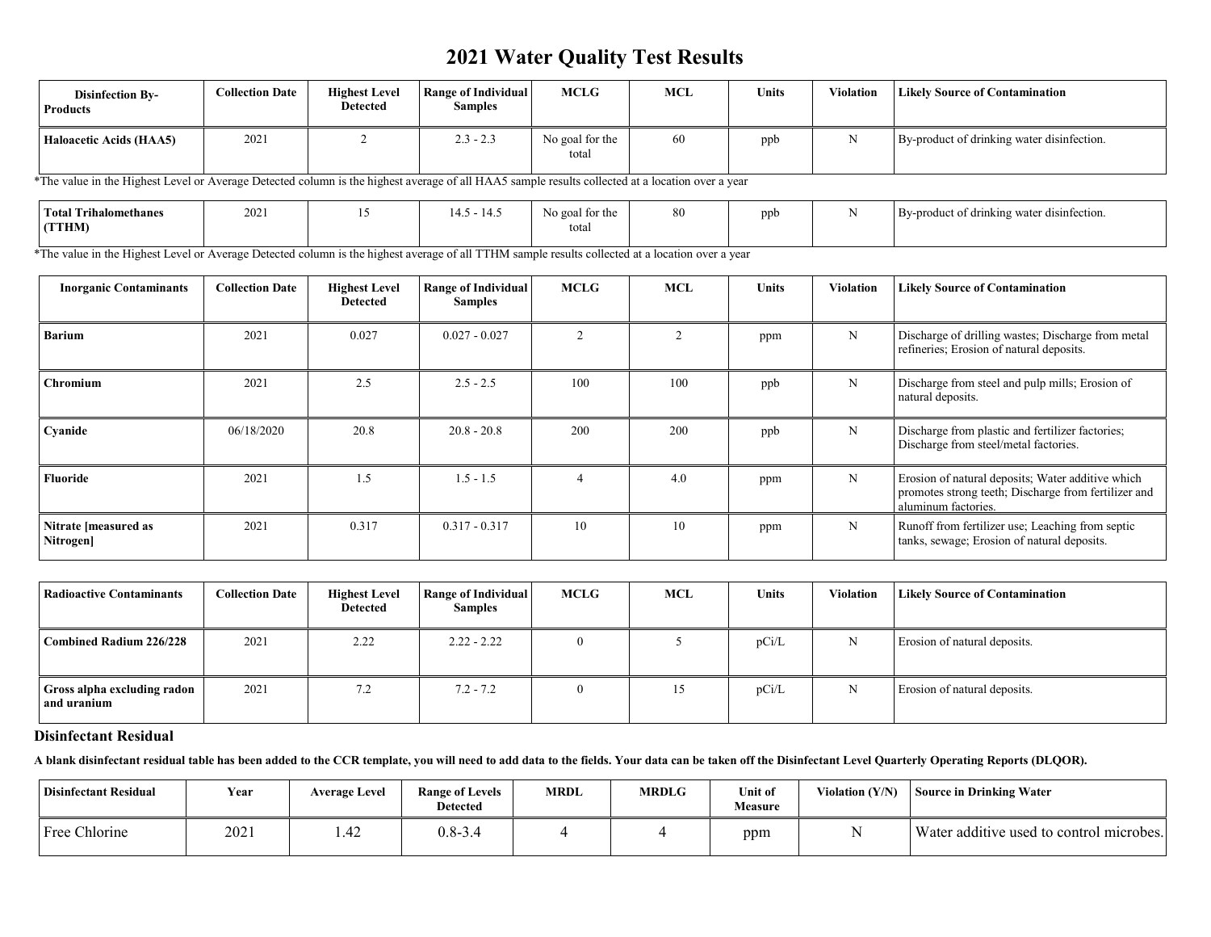# 2021 Water Quality Test Results

| Disinfection By-Products | Collection Date | Highest Level Detected | Range of Individual Samples | MCLG | MCL | Units | Violation | Likely Source of Contamination |
|---|---|---|---|---|---|---|---|---|
| Haloacetic Acids (HAA5) | 2021 | 2 | 2.3 - 2.3 | No goal for the total | 60 | ppb | N | By-product of drinking water disinfection. |

*The value in the Highest Level or Average Detected column is the highest average of all HAA5 sample results collected at a location over a year

| | | | | | | | | |
|---|---|---|---|---|---|---|---|---|
| Total Trihalomethanes (TTHM) | 2021 | 15 | 14.5 - 14.5 | No goal for the total | 80 | ppb | N | By-product of drinking water disinfection. |

*The value in the Highest Level or Average Detected column is the highest average of all TTHM sample results collected at a location over a year

| Inorganic Contaminants | Collection Date | Highest Level Detected | Range of Individual Samples | MCLG | MCL | Units | Violation | Likely Source of Contamination |
|---|---|---|---|---|---|---|---|---|
| Barium | 2021 | 0.027 | 0.027 - 0.027 | 2 | 2 | ppm | N | Discharge of drilling wastes; Discharge from metal refineries; Erosion of natural deposits. |
| Chromium | 2021 | 2.5 | 2.5 - 2.5 | 100 | 100 | ppb | N | Discharge from steel and pulp mills; Erosion of natural deposits. |
| Cyanide | 06/18/2020 | 20.8 | 20.8 - 20.8 | 200 | 200 | ppb | N | Discharge from plastic and fertilizer factories; Discharge from steel/metal factories. |
| Fluoride | 2021 | 1.5 | 1.5 - 1.5 | 4 | 4.0 | ppm | N | Erosion of natural deposits; Water additive which promotes strong teeth; Discharge from fertilizer and aluminum factories. |
| Nitrate [measured as Nitrogen] | 2021 | 0.317 | 0.317 - 0.317 | 10 | 10 | ppm | N | Runoff from fertilizer use; Leaching from septic tanks, sewage; Erosion of natural deposits. |

| Radioactive Contaminants | Collection Date | Highest Level Detected | Range of Individual Samples | MCLG | MCL | Units | Violation | Likely Source of Contamination |
|---|---|---|---|---|---|---|---|---|
| Combined Radium 226/228 | 2021 | 2.22 | 2.22 - 2.22 | 0 | 5 | pCi/L | N | Erosion of natural deposits. |
| Gross alpha excluding radon and uranium | 2021 | 7.2 | 7.2 - 7.2 | 0 | 15 | pCi/L | N | Erosion of natural deposits. |

### Disinfectant Residual

**A blank disinfectant residual table has been added to the CCR template, you will need to add data to the fields. Your data can be taken off the Disinfectant Level Quarterly Operating Reports (DLQOR).**

| Disinfectant Residual | Year | Average Level | Range of Levels Detected | MRDL | MRDLG | Unit of Measure | Violation (Y/N) | Source in Drinking Water |
|---|---|---|---|---|---|---|---|---|
| Free Chlorine | 2021 | 1.42 | 0.8-3.4 | 4 | 4 | ppm | N | Water additive used to control microbes. |